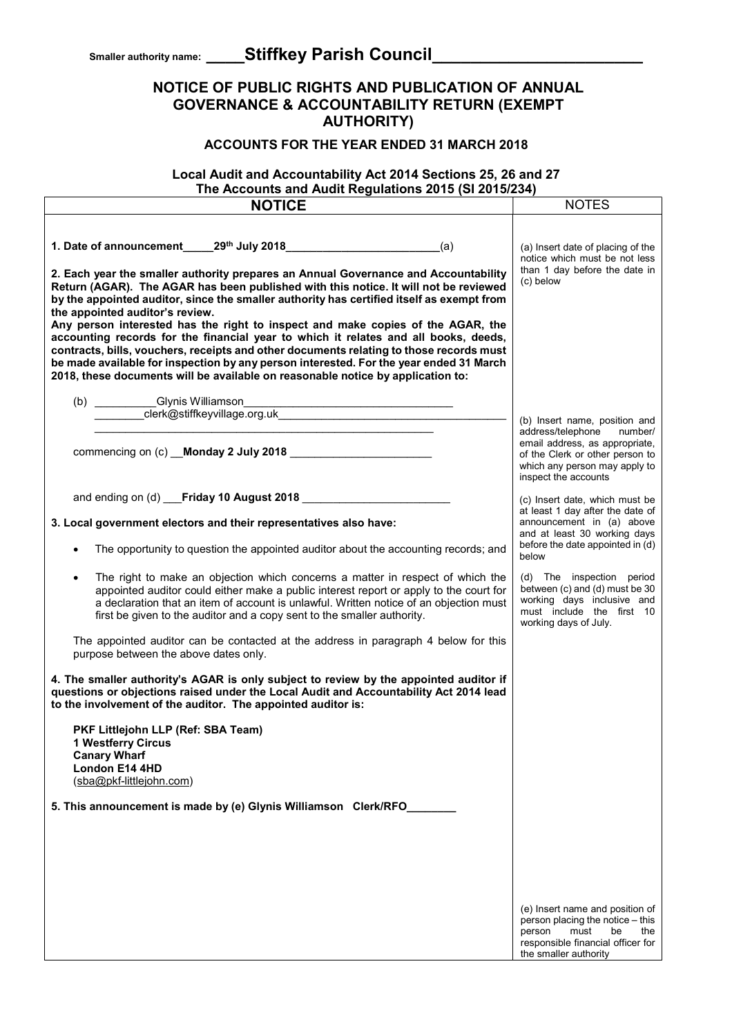Smaller authority name: **Stiffkey Parish Council**

# NOTICE OF PUBLIC RIGHTS AND PUBLICATION OF ANNUAL GOVERNANCE & ACCOUNTABILITY RETURN (EXEMPT AUTHORITY)

## ACCOUNTS FOR THE YEAR ENDED 31 MARCH 2018

### Local Audit and Accountability Act 2014 Sections 25, 26 and 27
### The Accounts and Audit Regulations 2015 (SI 2015/234)

| NOTICE | NOTES |
|---|---|
| **1. Date of announcement 29th July 2018** (a) | (a) Insert date of placing of the notice which must be not less than 1 day before the date in (c) below |
| **2. Each year the smaller authority prepares an Annual Governance and Accountability Return (AGAR). The AGAR has been published with this notice. It will not be reviewed by the appointed auditor, since the smaller authority has certified itself as exempt from the appointed auditor's review.** **Any person interested has the right to inspect and make copies of the AGAR, the accounting records for the financial year to which it relates and all books, deeds, contracts, bills, vouchers, receipts and other documents relating to those records must be made available for inspection by any person interested. For the year ended 31 March 2018, these documents will be available on reasonable notice by application to:** | |
| (b) Glynis Williamson clerk@stiffkeyvillage.org.uk | (b) Insert name, position and address/telephone number/ email address, as appropriate, of the Clerk or other person to which any person may apply to inspect the accounts |
| commencing on (c) **Monday 2 July 2018** | (c) Insert date, which must be at least 1 day after the date of announcement in (a) above and at least 30 working days before the date appointed in (d) below |
| and ending on (d) **Friday 10 August 2018** | (d) The inspection period between (c) and (d) must be 30 working days inclusive and must include the first 10 working days of July. |
| **3. Local government electors and their representatives also have:** <br>• The opportunity to question the appointed auditor about the accounting records; and <br>• The right to make an objection which concerns a matter in respect of which the appointed auditor could either make a public interest report or apply to the court for a declaration that an item of account is unlawful. Written notice of an objection must first be given to the auditor and a copy sent to the smaller authority. <br>The appointed auditor can be contacted at the address in paragraph 4 below for this purpose between the above dates only. | |
| **4. The smaller authority's AGAR is only subject to review by the appointed auditor if questions or objections raised under the Local Audit and Accountability Act 2014 lead to the involvement of the auditor. The appointed auditor is:** <br>**PKF Littlejohn LLP (Ref: SBA Team)** <br>**1 Westferry Circus** <br>**Canary Wharf** <br>**London E14 4HD** <br>(sba@pkf-littlejohn.com) | |
| **5. This announcement is made by (e) Glynis Williamson Clerk/RFO** | (e) Insert name and position of person placing the notice – this person must be the responsible financial officer for the smaller authority |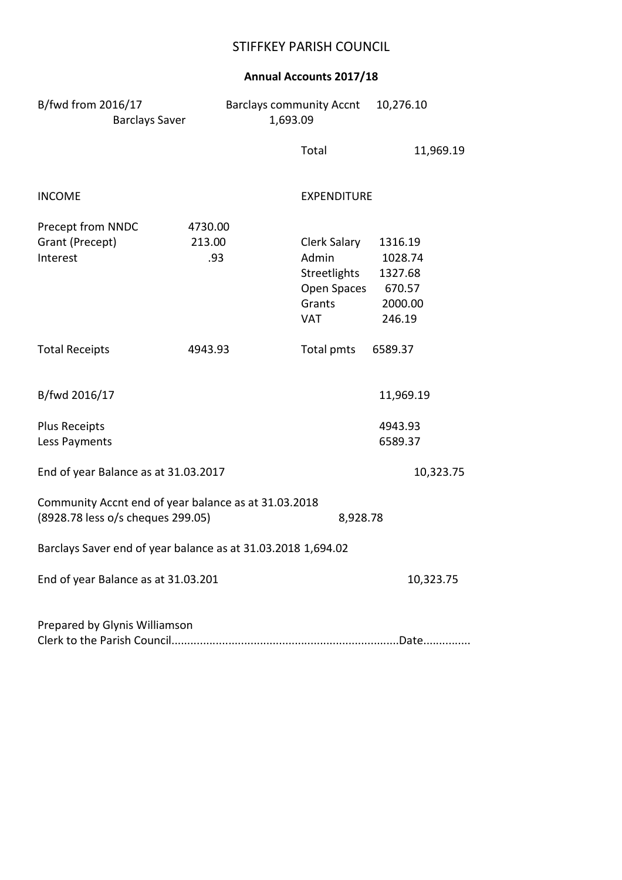# STIFFKEY PARISH COUNCIL

## Annual Accounts 2017/18

| | | | |
|---|---|---|---|
| B/fwd from 2016/17 | | Barclays community Accnt | 10,276.10 |
| Barclays Saver | 1,693.09 | | |
| | | Total | 11,969.19 |

| INCOME | | EXPENDITURE | |
|---|---|---|---|
| Precept from NNDC | 4730.00 | | |
| Grant (Precept) | 213.00 | Clerk Salary | 1316.19 |
| Interest | .93 | Admin | 1028.74 |
| | | Streetlights | 1327.68 |
| | | Open Spaces | 670.57 |
| | | Grants | 2000.00 |
| | | VAT | 246.19 |
| Total Receipts | 4943.93 | Total pmts | 6589.37 |

| | |
|---|---|
| B/fwd 2016/17 | 11,969.19 |
| Plus Receipts | 4943.93 |
| Less Payments | 6589.37 |
| End of year Balance as at 31.03.2017 | 10,323.75 |

Community Accnt end of year balance as at 31.03.2018
(8928.78 less o/s cheques 299.05) 8,928.78

Barclays Saver end of year balance as at 31.03.2018 1,694.02

End of year Balance as at 31.03.201 10,323.75

Prepared by Glynis Williamson
Clerk to the Parish Council.......................................................................Date..............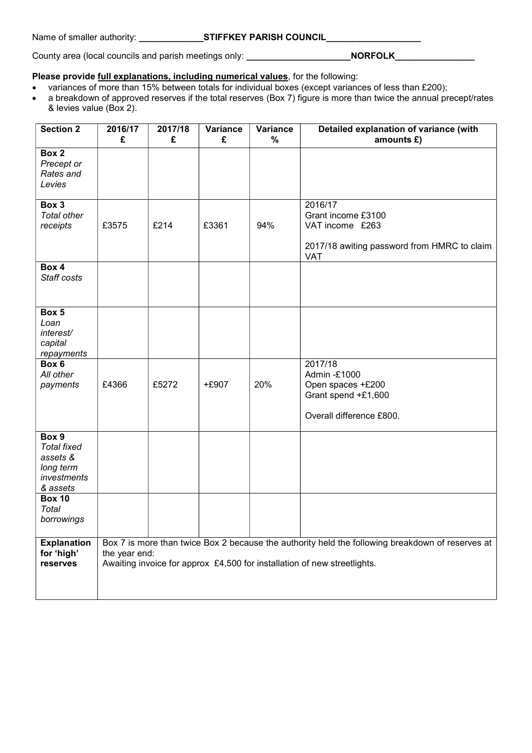Name of smaller authority: \_\_\_\_\_\_\_\_\_\_\_\_\_**STIFFKEY PARISH COUNCIL**\_\_\_\_\_\_\_\_\_\_\_\_\_\_\_\_\_\_\_

County area (local councils and parish meetings only: \_\_\_\_\_\_\_\_\_\_\_\_\_\_\_\_\_\_\_\_\_**NORFOLK**\_\_\_\_\_\_\_\_\_\_\_\_\_\_\_\_

**Please provide full explanations, including numerical values**, for the following:

- variances of more than 15% between totals for individual boxes (except variances of less than £200);
- a breakdown of approved reserves if the total reserves (Box 7) figure is more than twice the annual precept/rates & levies value (Box 2).

| Section 2 | 2016/17 £ | 2017/18 £ | Variance £ | Variance % | Detailed explanation of variance (with amounts £) |
|---|---|---|---|---|---|
| **Box 2** *Precept or Rates and Levies* | | | | | |
| **Box 3** *Total other receipts* | £3575 | £214 | £3361 | 94% | 2016/17<br>Grant income £3100<br>VAT income £263<br><br>2017/18 awiting password from HMRC to claim VAT |
| **Box 4** *Staff costs* | | | | | |
| **Box 5** *Loan interest/ capital repayments* | | | | | |
| **Box 6** *All other payments* | £4366 | £5272 | +£907 | 20% | 2017/18<br>Admin -£1000<br>Open spaces +£200<br>Grant spend +£1,600<br><br>Overall difference £800. |
| **Box 9** *Total fixed assets & long term investments & assets* | | | | | |
| **Box 10** *Total borrowings* | | | | | |
| **Explanation for 'high' reserves** | Box 7 is more than twice Box 2 because the authority held the following breakdown of reserves at the year end:<br>Awaiting invoice for approx £4,500 for installation of new streetlights. | | | | |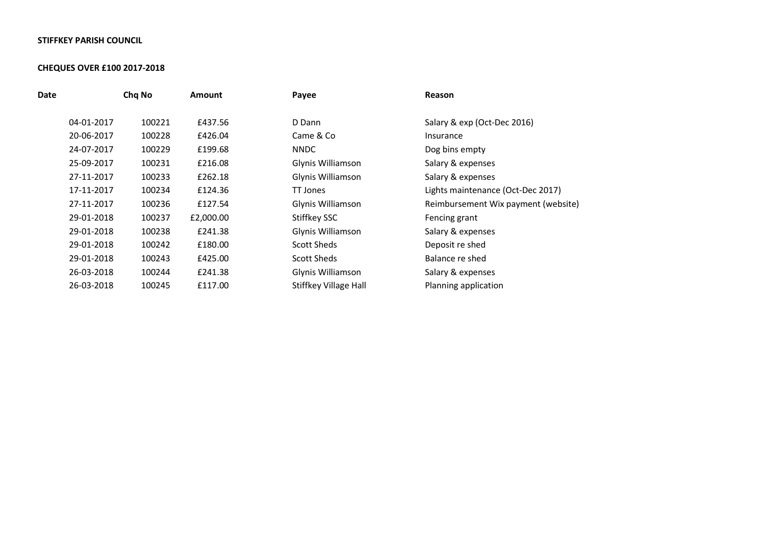**STIFFKEY PARISH COUNCIL**

**CHEQUES OVER £100 2017-2018**

| Date | Chq No | Amount | Payee | Reason |
|---|---|---|---|---|
| 04-01-2017 | 100221 | £437.56 | D Dann | Salary & exp (Oct-Dec 2016) |
| 20-06-2017 | 100228 | £426.04 | Came & Co | Insurance |
| 24-07-2017 | 100229 | £199.68 | NNDC | Dog bins empty |
| 25-09-2017 | 100231 | £216.08 | Glynis Williamson | Salary & expenses |
| 27-11-2017 | 100233 | £262.18 | Glynis Williamson | Salary & expenses |
| 17-11-2017 | 100234 | £124.36 | TT Jones | Lights maintenance (Oct-Dec 2017) |
| 27-11-2017 | 100236 | £127.54 | Glynis Williamson | Reimbursement Wix payment (website) |
| 29-01-2018 | 100237 | £2,000.00 | Stiffkey SSC | Fencing grant |
| 29-01-2018 | 100238 | £241.38 | Glynis Williamson | Salary & expenses |
| 29-01-2018 | 100242 | £180.00 | Scott Sheds | Deposit re shed |
| 29-01-2018 | 100243 | £425.00 | Scott Sheds | Balance re shed |
| 26-03-2018 | 100244 | £241.38 | Glynis Williamson | Salary & expenses |
| 26-03-2018 | 100245 | £117.00 | Stiffkey Village Hall | Planning application |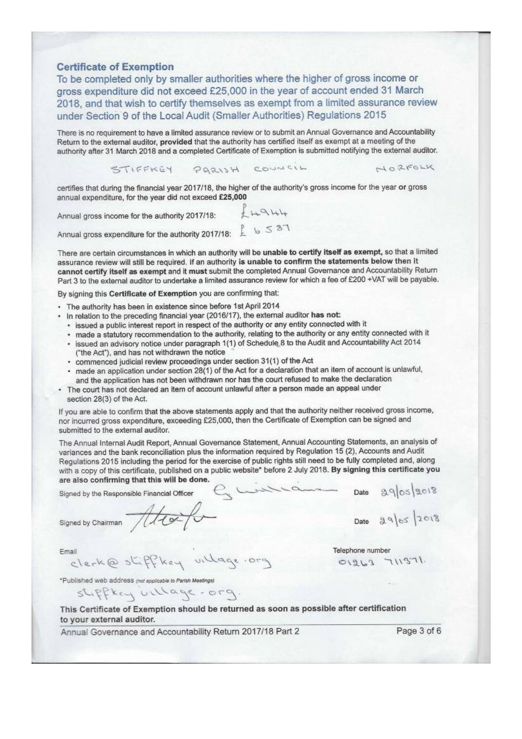## Certificate of Exemption

To be completed only by smaller authorities where the higher of gross income or gross expenditure did not exceed £25,000 in the year of account ended 31 March 2018, and that wish to certify themselves as exempt from a limited assurance review under Section 9 of the Local Audit (Smaller Authorities) Regulations 2015

There is no requirement to have a limited assurance review or to submit an Annual Governance and Accountability Return to the external auditor, **provided** that the authority has certified itself as exempt at a meeting of the authority after 31 March 2018 and a completed Certificate of Exemption is submitted notifying the external auditor.

STIFFKEY PARISH COUNCIL NORFOLK

certifies that during the financial year 2017/18, the higher of the authority's gross income for the year **or** gross annual expenditure, for the year did not exceed **£25,000**

Annual gross income for the authority 2017/18: £4944

Annual gross expenditure for the authority 2017/18: £6587

There are certain circumstances in which an authority will be **unable to certify itself as exempt**, so that a limited assurance review will still be required. If an authority **is unable to confirm the statements below then it cannot certify itself as exempt** and it **must** submit the completed Annual Governance and Accountability Return Part 3 to the external auditor to undertake a limited assurance review for which a fee of £200 +VAT will be payable.

By signing this **Certificate of Exemption** you are confirming that:

- The authority has been in existence since before 1st April 2014
- In relation to the preceding financial year (2016/17), the external auditor **has not**:
  - issued a public interest report in respect of the authority or any entity connected with it
  - made a statutory recommendation to the authority, relating to the authority or any entity connected with it
  - issued an advisory notice under paragraph 1(1) of Schedule 8 to the Audit and Accountability Act 2014 ("the Act"), and has not withdrawn the notice
  - commenced judicial review proceedings under section 31(1) of the Act
  - made an application under section 28(1) of the Act for a declaration that an item of account is unlawful, and the application has not been withdrawn nor has the court refused to make the declaration
- The court has not declared an item of account unlawful after a person made an appeal under section 28(3) of the Act.

If you are able to confirm that the above statements apply and that the authority neither received gross income, nor incurred gross expenditure, exceeding £25,000, then the Certificate of Exemption can be signed and submitted to the external auditor.

The Annual Internal Audit Report, Annual Governance Statement, Annual Accounting Statements, an analysis of variances and the bank reconciliation plus the information required by Regulation 15 (2), Accounts and Audit Regulations 2015 including the period for the exercise of public rights still need to be fully completed and, along with a copy of this certificate, published on a public website* before 2 July 2018. **By signing this certificate you are also confirming that this will be done.**

Signed by the Responsible Financial Officer: [signature] Date: 29/05/2018

Signed by Chairman: [signature] Date: 29/05/2018

Email: clerk@stiffkey village.org

Telephone number: 01263 711371.

*Published web address *(not applicable to Parish Meetings)*: stiffkey village.org.

**This Certificate of Exemption should be returned as soon as possible after certification to your external auditor.**

Annual Governance and Accountability Return 2017/18 Part 2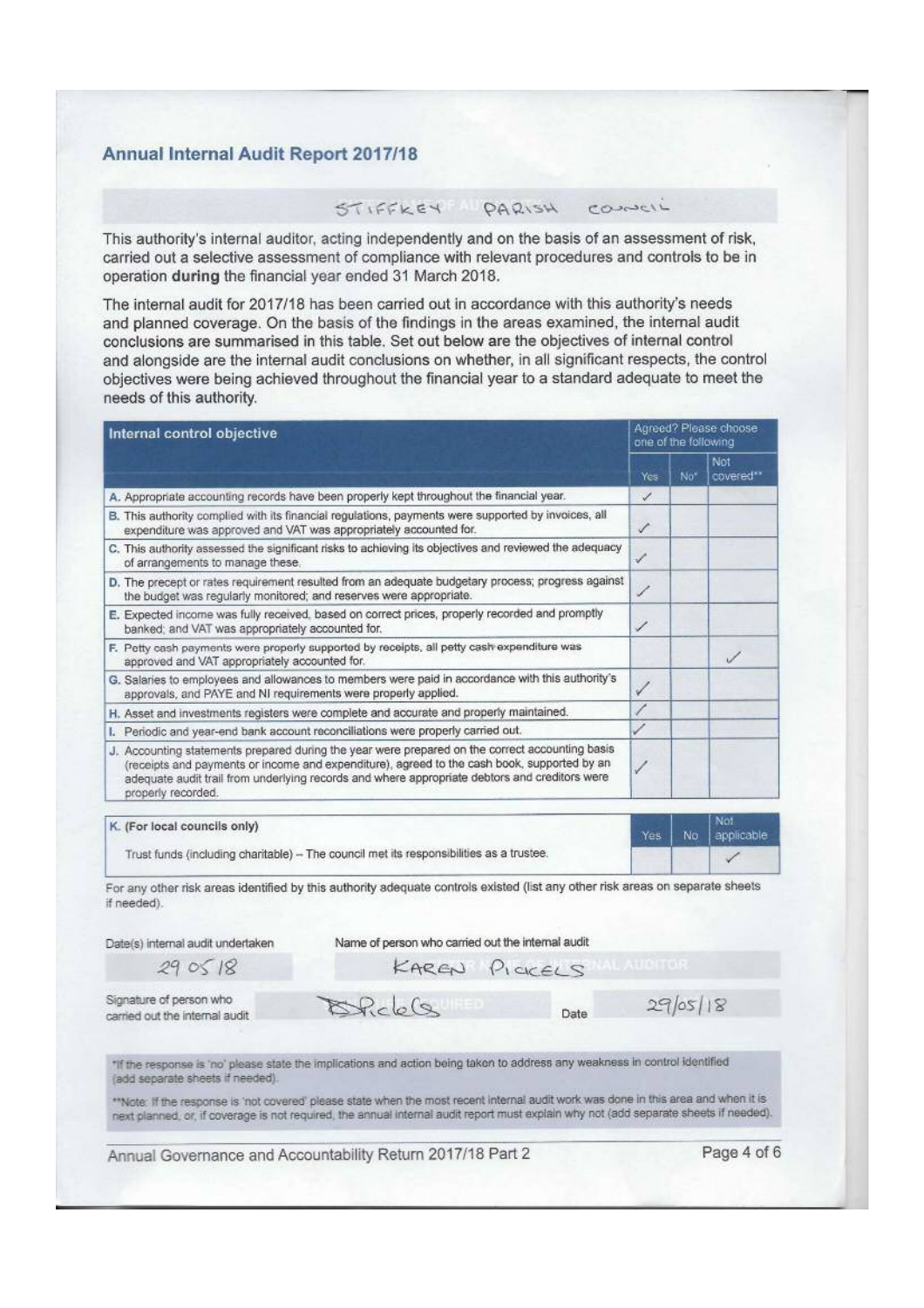## Annual Internal Audit Report 2017/18

STIFFKEY PARISH COUNCIL

This authority's internal auditor, acting independently and on the basis of an assessment of risk, carried out a selective assessment of compliance with relevant procedures and controls to be in operation **during** the financial year ended 31 March 2018.

The internal audit for 2017/18 has been carried out in accordance with this authority's needs and planned coverage. On the basis of the findings in the areas examined, the internal audit conclusions are summarised in this table. Set out below are the objectives of internal control and alongside are the internal audit conclusions on whether, in all significant respects, the control objectives were being achieved throughout the financial year to a standard adequate to meet the needs of this authority.

| Internal control objective | Agreed? Please choose one of the following | | |
|---|---|---|---|
| | Yes | No* | Not covered** |
| A. Appropriate accounting records have been properly kept throughout the financial year. | ✓ | | |
| B. This authority complied with its financial regulations, payments were supported by invoices, all expenditure was approved and VAT was appropriately accounted for. | ✓ | | |
| C. This authority assessed the significant risks to achieving its objectives and reviewed the adequacy of arrangements to manage these. | ✓ | | |
| D. The precept or rates requirement resulted from an adequate budgetary process; progress against the budget was regularly monitored; and reserves were appropriate. | ✓ | | |
| E. Expected income was fully received, based on correct prices, properly recorded and promptly banked; and VAT was appropriately accounted for. | ✓ | | |
| F. Petty cash payments were properly supported by receipts, all petty cash expenditure was approved and VAT appropriately accounted for. | | | ✓ |
| G. Salaries to employees and allowances to members were paid in accordance with this authority's approvals, and PAYE and NI requirements were properly applied. | ✓ | | |
| H. Asset and investments registers were complete and accurate and properly maintained. | ✓ | | |
| I. Periodic and year-end bank account reconciliations were properly carried out. | ✓ | | |
| J. Accounting statements prepared during the year were prepared on the correct accounting basis (receipts and payments or income and expenditure), agreed to the cash book, supported by an adequate audit trail from underlying records and where appropriate debtors and creditors were properly recorded. | ✓ | | |

| K. (For local councils only) | Yes | No | Not applicable |
|---|---|---|---|
| Trust funds (including charitable) – The council met its responsibilities as a trustee. | | | ✓ |

For any other risk areas identified by this authority adequate controls existed (list any other risk areas on separate sheets if needed).

Date(s) internal audit undertaken: 29 05 18

Name of person who carried out the internal audit: KAREN PICKELS

Signature of person who carried out the internal audit: KPickels

Date: 29/05/18

*If the response is 'no' please state the implications and action being taken to address any weakness in control identified (add separate sheets if needed).

**Note: If the response is 'not covered' please state when the most recent internal audit work was done in this area and when it is next planned, or, if coverage is not required, the annual internal audit report must explain why not (add separate sheets if needed).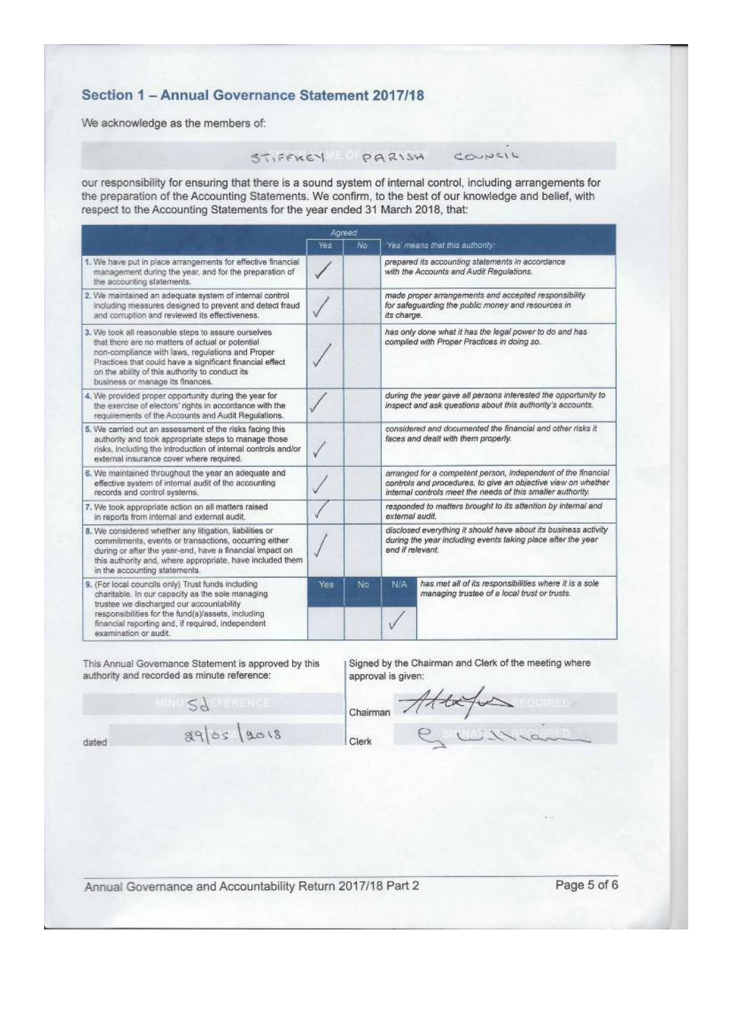## Section 1 – Annual Governance Statement 2017/18

We acknowledge as the members of:

STIFFKEY PARISH COUNCIL

our responsibility for ensuring that there is a sound system of internal control, including arrangements for the preparation of the Accounting Statements. We confirm, to the best of our knowledge and belief, with respect to the Accounting Statements for the year ended 31 March 2018, that:

| | Agreed | | | 'Yes' means that this authority: |
|---|---|---|---|---|
| | Yes | No | | |
| 1. We have put in place arrangements for effective financial management during the year, and for the preparation of the accounting statements. | ✓ | | | prepared its accounting statements in accordance with the Accounts and Audit Regulations. |
| 2. We maintained an adequate system of internal control including measures designed to prevent and detect fraud and corruption and reviewed its effectiveness. | ✓ | | | made proper arrangements and accepted responsibility for safeguarding the public money and resources in its charge. |
| 3. We took all reasonable steps to assure ourselves that there are no matters of actual or potential non-compliance with laws, regulations and Proper Practices that could have a significant financial effect on the ability of this authority to conduct its business or manage its finances. | ✓ | | | has only done what it has the legal power to do and has complied with Proper Practices in doing so. |
| 4. We provided proper opportunity during the year for the exercise of electors' rights in accordance with the requirements of the Accounts and Audit Regulations. | ✓ | | | during the year gave all persons interested the opportunity to inspect and ask questions about this authority's accounts. |
| 5. We carried out an assessment of the risks facing this authority and took appropriate steps to manage those risks, including the introduction of internal controls and/or external insurance cover where required. | ✓ | | | considered and documented the financial and other risks it faces and dealt with them properly. |
| 6. We maintained throughout the year an adequate and effective system of internal audit of the accounting records and control systems. | ✓ | | | arranged for a competent person, independent of the financial controls and procedures, to give an objective view on whether internal controls meet the needs of this smaller authority. |
| 7. We took appropriate action on all matters raised in reports from internal and external audit. | ✓ | | | responded to matters brought to its attention by internal and external audit. |
| 8. We considered whether any litigation, liabilities or commitments, events or transactions, occurring either during or after the year-end, have a financial impact on this authority and, where appropriate, have included them in the accounting statements. | ✓ | | | disclosed everything it should have about its business activity during the year including events taking place after the year end if relevant. |
| 9. (For local councils only) Trust funds including charitable. In our capacity as the sole managing trustee we discharged our accountability responsibilities for the fund(s)/assets, including financial reporting and, if required, independent examination or audit. | Yes | No | N/A | has met all of its responsibilities where it is a sole managing trustee of a local trust or trusts. |
| | | | ✓ | |

This Annual Governance Statement is approved by this authority and recorded as minute reference:

5d

dated 29/05/2018

Signed by the Chairman and Clerk of the meeting where approval is given:

Chairman [signature]

Clerk [signature]

Annual Governance and Accountability Return 2017/18 Part 2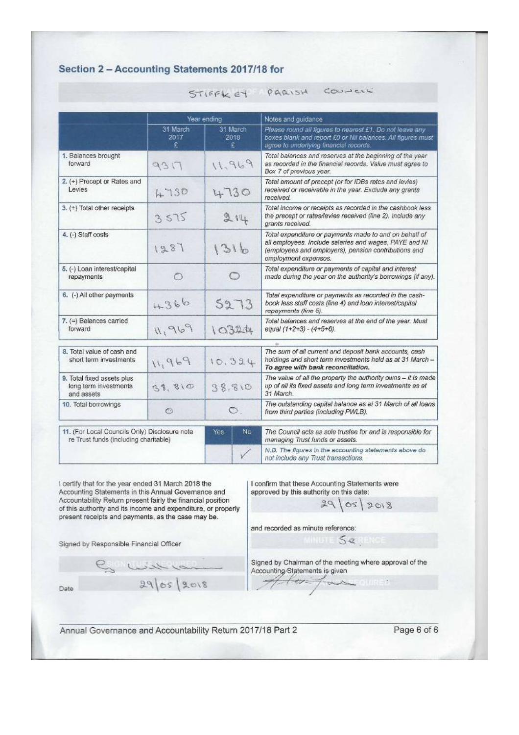## Section 2 – Accounting Statements 2017/18 for

STIFFKEY PARISH COUNCIL

| | Year ending | | Notes and guidance |
|---|---|---|---|
| | 31 March 2017 £ | 31 March 2018 £ | *Please round all figures to nearest £1. Do not leave any boxes blank and report £0 or Nil balances. All figures must agree to underlying financial records.* |
| 1. Balances brought forward | 9317 | 11,969 | *Total balances and reserves at the beginning of the year as recorded in the financial records. Value must agree to Box 7 of previous year.* |
| 2. (+) Precept or Rates and Levies | 4730 | 4730 | *Total amount of precept (or for IDBs rates and levies) received or receivable in the year. Exclude any grants received.* |
| 3. (+) Total other receipts | 3575 | 214 | *Total income or receipts as recorded in the cashbook less the precept or rates/levies received (line 2). Include any grants received.* |
| 4. (-) Staff costs | 1287 | 1316 | *Total expenditure or payments made to and on behalf of all employees. Include salaries and wages, PAYE and NI (employees and employers), pension contributions and employment expenses.* |
| 5. (-) Loan interest/capital repayments | 0 | 0 | *Total expenditure or payments of capital and interest made during the year on the authority's borrowings (if any).* |
| 6. (-) All other payments | 4366 | 5273 | *Total expenditure or payments as recorded in the cash-book less staff costs (line 4) and loan interest/capital repayments (line 5).* |
| 7. (=) Balances carried forward | 11,969 | 10324 | *Total balances and reserves at the end of the year. Must equal (1+2+3) - (4+5+6).* |
| 8. Total value of cash and short term investments | 11,969 | 10,324 | *The sum of all current and deposit bank accounts, cash holdings and short term investments held as at 31 March – **To agree with bank reconciliation.*** |
| 9. Total fixed assets plus long term investments and assets | 38,810 | 38,810 | *The value of all the property the authority owns – it is made up of all its fixed assets and long term investments as at 31 March.* |
| 10. Total borrowings | 0 | 0. | *The outstanding capital balance as at 31 March of all loans from third parties (including PWLB).* |

| 11. (For Local Councils Only) Disclosure note re Trust funds (including charitable) | Yes | No | *The Council acts as sole trustee for and is responsible for managing Trust funds or assets.* |
|---|---|---|---|
| | | ✓ | *N.B. The figures in the accounting statements above do not include any Trust transactions.* |

I certify that for the year ended 31 March 2018 the Accounting Statements in this Annual Governance and Accountability Return present fairly the financial position of this authority and its income and expenditure, or properly present receipts and payments, as the case may be.

Signed by Responsible Financial Officer

[Signature]

Date 29/05/2018

I confirm that these Accounting Statements were approved by this authority on this date:

29/05/2018

and recorded as minute reference:

5e

Signed by Chairman of the meeting where approval of the Accounting Statements is given

[Signature]